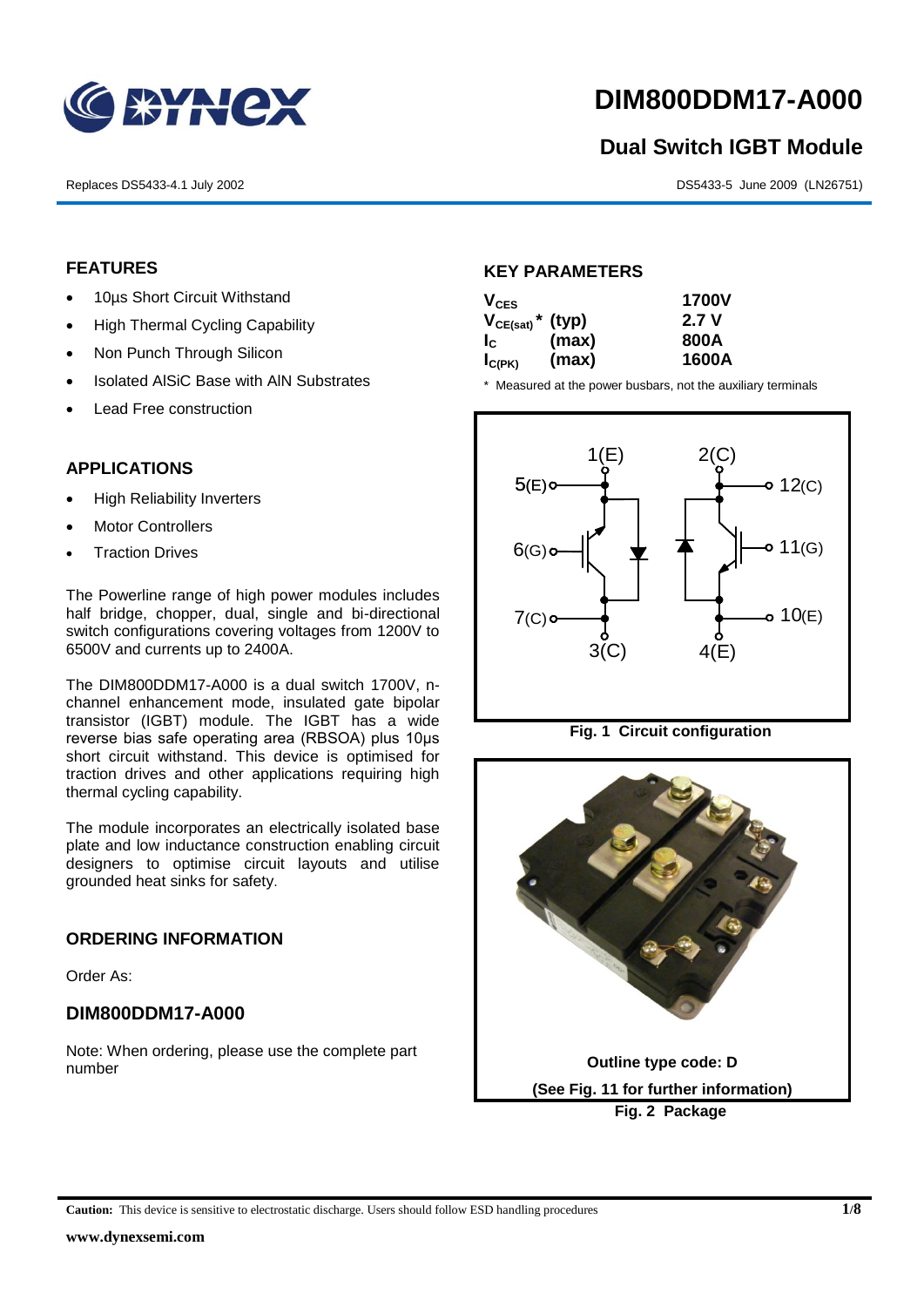# DIM800DDM17-A000

## Dual Switch IGBT Module

Replaces DS5433-4.1 July 2002

DS5433-5 June 2009 (LN26751)

## FEATURES

- 10µs Short Circuit Withstand
- High Thermal Cycling Capability
- Non Punch Through Silicon
- Isolated AlSiC Base with AlN Substrates
- Lead Free construction

## APPLICATIONS

- High Reliability Inverters
- Motor Controllers
- Traction Drives

The Powerline range of high power modules includes half bridge, chopper, dual, single and bi-directional switch configurations covering voltages from 1200V to 6500V and currents up to 2400A.

The DIM800DDM17-A000 is a dual switch 1700V, n-channel enhancement mode, insulated gate bipolar transistor (IGBT) module. The IGBT has a wide reverse bias safe operating area (RBSOA) plus 10µs short circuit withstand. This device is optimised for traction drives and other applications requiring high thermal cycling capability.

The module incorporates an electrically isolated base plate and low inductance construction enabling circuit designers to optimise circuit layouts and utilise grounded heat sinks for safety.

## ORDERING INFORMATION

Order As:

### DIM800DDM17-A000

Note: When ordering, please use the complete part number

## KEY PARAMETERS

| | | |
|---|---|---|
| $V_{CES}$ | | 1700V |
| $V_{CE(sat)}$ * | (typ) | 2.7 V |
| $I_C$ | (max) | 800A |
| $I_{C(PK)}$ | (max) | 1600A |

\* Measured at the power busbars, not the auxiliary terminals

Fig. 1 Circuit configuration

Outline type code: D

(See Fig. 11 for further information)

Fig. 2 Package

**Caution:** This device is sensitive to electrostatic discharge. Users should follow ESD handling procedures

www.dynexsemi.com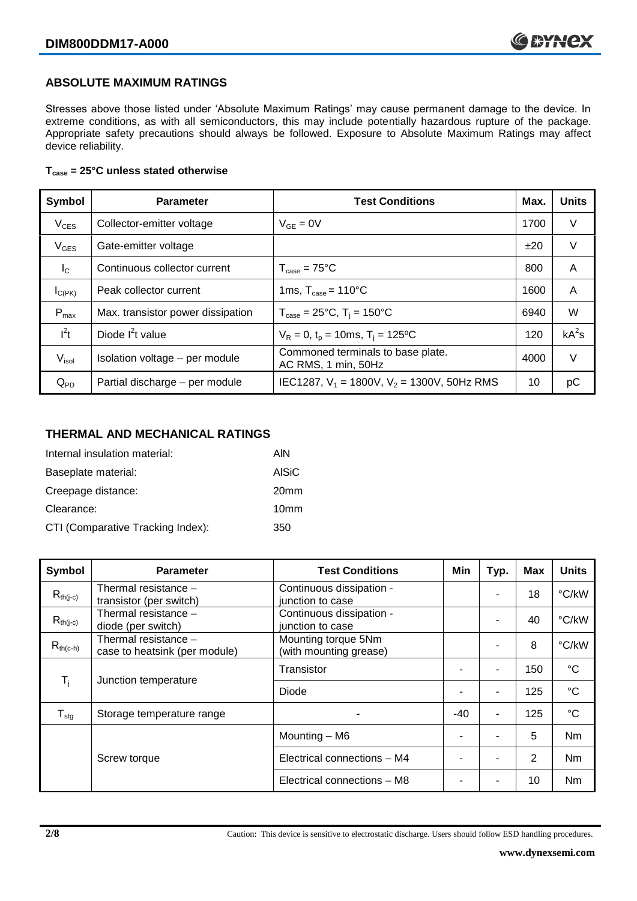## ABSOLUTE MAXIMUM RATINGS

Stresses above those listed under 'Absolute Maximum Ratings' may cause permanent damage to the device. In extreme conditions, as with all semiconductors, this may include potentially hazardous rupture of the package. Appropriate safety precautions should always be followed. Exposure to Absolute Maximum Ratings may affect device reliability.

**$T_{case}$ = 25°C unless stated otherwise**

| Symbol | Parameter | Test Conditions | Max. | Units |
|---|---|---|---|---|
| $V_{CES}$ | Collector-emitter voltage | $V_{GE}$ = 0V | 1700 | V |
| $V_{GES}$ | Gate-emitter voltage | | ±20 | V |
| $I_C$ | Continuous collector current | $T_{case}$ = 75°C | 800 | A |
| $I_{C(PK)}$ | Peak collector current | 1ms, $T_{case}$ = 110°C | 1600 | A |
| $P_{max}$ | Max. transistor power dissipation | $T_{case}$ = 25°C, $T_j$ = 150°C | 6940 | W |
| $I^2t$ | Diode $I^2t$ value | $V_R$ = 0, $t_p$ = 10ms, $T_j$ = 125ºC | 120 | $kA^2s$ |
| $V_{isol}$ | Isolation voltage – per module | Commoned terminals to base plate. AC RMS, 1 min, 50Hz | 4000 | V |
| $Q_{PD}$ | Partial discharge – per module | IEC1287, $V_1$ = 1800V, $V_2$ = 1300V, 50Hz RMS | 10 | pC |

## THERMAL AND MECHANICAL RATINGS

Internal insulation material: AlN

Baseplate material: AlSiC

Creepage distance: 20mm

Clearance: 10mm

CTI (Comparative Tracking Index): 350

| Symbol | Parameter | Test Conditions | Min | Typ. | Max | Units |
|---|---|---|---|---|---|---|
| $R_{th(j-c)}$ | Thermal resistance – transistor (per switch) | Continuous dissipation - junction to case | | - | 18 | °C/kW |
| $R_{th(j-c)}$ | Thermal resistance – diode (per switch) | Continuous dissipation - junction to case | | - | 40 | °C/kW |
| $R_{th(c-h)}$ | Thermal resistance – case to heatsink (per module) | Mounting torque 5Nm (with mounting grease) | | - | 8 | °C/kW |
| $T_j$ | Junction temperature | Transistor | - | - | 150 | °C |
| | | Diode | - | - | 125 | °C |
| $T_{stg}$ | Storage temperature range | - | -40 | - | 125 | °C |
| | Screw torque | Mounting – M6 | - | - | 5 | Nm |
| | | Electrical connections – M4 | - | - | 2 | Nm |
| | | Electrical connections – M8 | - | - | 10 | Nm |

Caution: This device is sensitive to electrostatic discharge. Users should follow ESD handling procedures.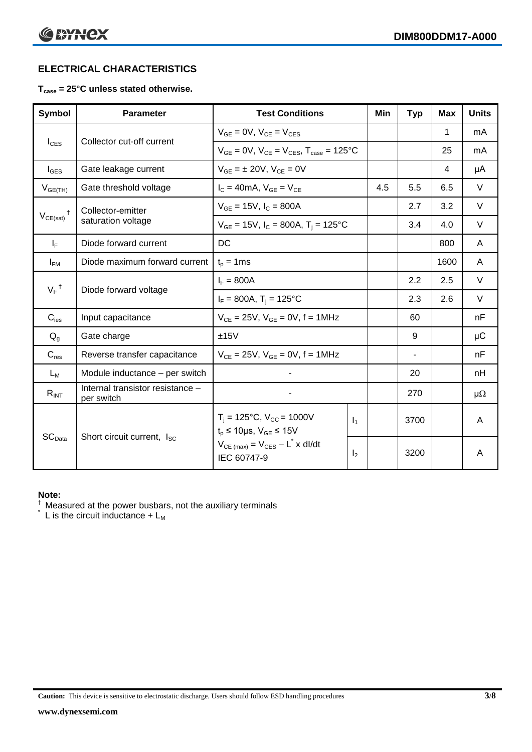## ELECTRICAL CHARACTERISTICS

**$T_{case}$ = 25°C unless stated otherwise.**

| Symbol | Parameter | Test Conditions | | Min | Typ | Max | Units |
|---|---|---|---|---|---|---|---|
| $I_{CES}$ | Collector cut-off current | $V_{GE}$ = 0V, $V_{CE}$ = $V_{CES}$ | | | | 1 | mA |
| | | $V_{GE}$ = 0V, $V_{CE}$ = $V_{CES}$, $T_{case}$ = 125°C | | | | 25 | mA |
| $I_{GES}$ | Gate leakage current | $V_{GE}$ = ± 20V, $V_{CE}$ = 0V | | | | 4 | µA |
| $V_{GE(TH)}$ | Gate threshold voltage | $I_C$ = 40mA, $V_{GE}$ = $V_{CE}$ | | 4.5 | 5.5 | 6.5 | V |
| $V_{CE(sat)}$ † | Collector-emitter saturation voltage | $V_{GE}$ = 15V, $I_C$ = 800A | | | 2.7 | 3.2 | V |
| | | $V_{GE}$ = 15V, $I_C$ = 800A, $T_j$ = 125°C | | | 3.4 | 4.0 | V |
| $I_F$ | Diode forward current | DC | | | | 800 | A |
| $I_{FM}$ | Diode maximum forward current | $t_p$ = 1ms | | | | 1600 | A |
| $V_F$ † | Diode forward voltage | $I_F$ = 800A | | | 2.2 | 2.5 | V |
| | | $I_F$ = 800A, $T_j$ = 125°C | | | 2.3 | 2.6 | V |
| $C_{ies}$ | Input capacitance | $V_{CE}$ = 25V, $V_{GE}$ = 0V, f = 1MHz | | | 60 | | nF |
| $Q_g$ | Gate charge | ±15V | | | 9 | | µC |
| $C_{res}$ | Reverse transfer capacitance | $V_{CE}$ = 25V, $V_{GE}$ = 0V, f = 1MHz | | | - | | nF |
| $L_M$ | Module inductance – per switch | - | | | 20 | | nH |
| $R_{INT}$ | Internal transistor resistance – per switch | - | | | 270 | | µΩ |
| $SC_{Data}$ | Short circuit current, $I_{SC}$ | $T_j$ = 125°C, $V_{CC}$ = 1000V, $t_p$ ≤ 10µs, $V_{GE}$ ≤ 15V, $V_{CE(max)}$ = $V_{CES}$ – $L^*$ x dI/dt, IEC 60747-9 | $I_1$ | | 3700 | | A |
| | | | $I_2$ | | 3200 | | A |

**Note:**

† Measured at the power busbars, not the auxiliary terminals

\* L is the circuit inductance + $L_M$

**Caution:** This device is sensitive to electrostatic discharge. Users should follow ESD handling procedures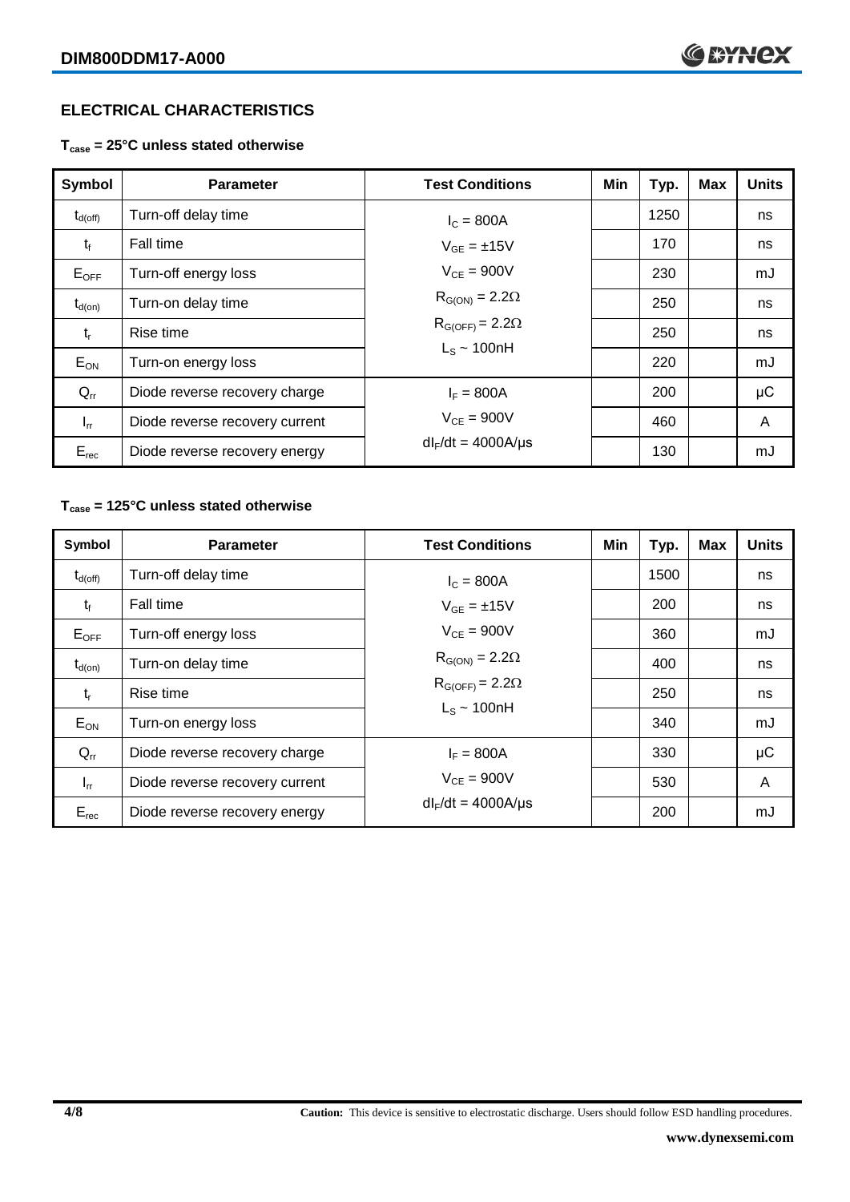## ELECTRICAL CHARACTERISTICS

### $T_{case}$ = 25°C unless stated otherwise

| Symbol | Parameter | Test Conditions | Min | Typ. | Max | Units |
|---|---|---|---|---|---|---|
| $t_{d(off)}$ | Turn-off delay time | $I_C$ = 800A | | 1250 | | ns |
| $t_f$ | Fall time | $V_{GE}$ = ±15V | | 170 | | ns |
| $E_{OFF}$ | Turn-off energy loss | $V_{CE}$ = 900V | | 230 | | mJ |
| $t_{d(on)}$ | Turn-on delay time | $R_{G(ON)}$ = 2.2Ω | | 250 | | ns |
| $t_r$ | Rise time | $R_{G(OFF)}$ = 2.2Ω | | 250 | | ns |
| $E_{ON}$ | Turn-on energy loss | $L_S$ ~ 100nH | | 220 | | mJ |
| $Q_{rr}$ | Diode reverse recovery charge | $I_F$ = 800A | | 200 | | μC |
| $I_{rr}$ | Diode reverse recovery current | $V_{CE}$ = 900V | | 460 | | A |
| $E_{rec}$ | Diode reverse recovery energy | $dI_F/dt$ = 4000A/μs | | 130 | | mJ |

### $T_{case}$ = 125°C unless stated otherwise

| Symbol | Parameter | Test Conditions | Min | Typ. | Max | Units |
|---|---|---|---|---|---|---|
| $t_{d(off)}$ | Turn-off delay time | $I_C$ = 800A | | 1500 | | ns |
| $t_f$ | Fall time | $V_{GE}$ = ±15V | | 200 | | ns |
| $E_{OFF}$ | Turn-off energy loss | $V_{CE}$ = 900V | | 360 | | mJ |
| $t_{d(on)}$ | Turn-on delay time | $R_{G(ON)}$ = 2.2Ω | | 400 | | ns |
| $t_r$ | Rise time | $R_{G(OFF)}$ = 2.2Ω | | 250 | | ns |
| $E_{ON}$ | Turn-on energy loss | $L_S$ ~ 100nH | | 340 | | mJ |
| $Q_{rr}$ | Diode reverse recovery charge | $I_F$ = 800A | | 330 | | μC |
| $I_{rr}$ | Diode reverse recovery current | $V_{CE}$ = 900V | | 530 | | A |
| $E_{rec}$ | Diode reverse recovery energy | $dI_F/dt$ = 4000A/μs | | 200 | | mJ |

**Caution:** This device is sensitive to electrostatic discharge. Users should follow ESD handling procedures.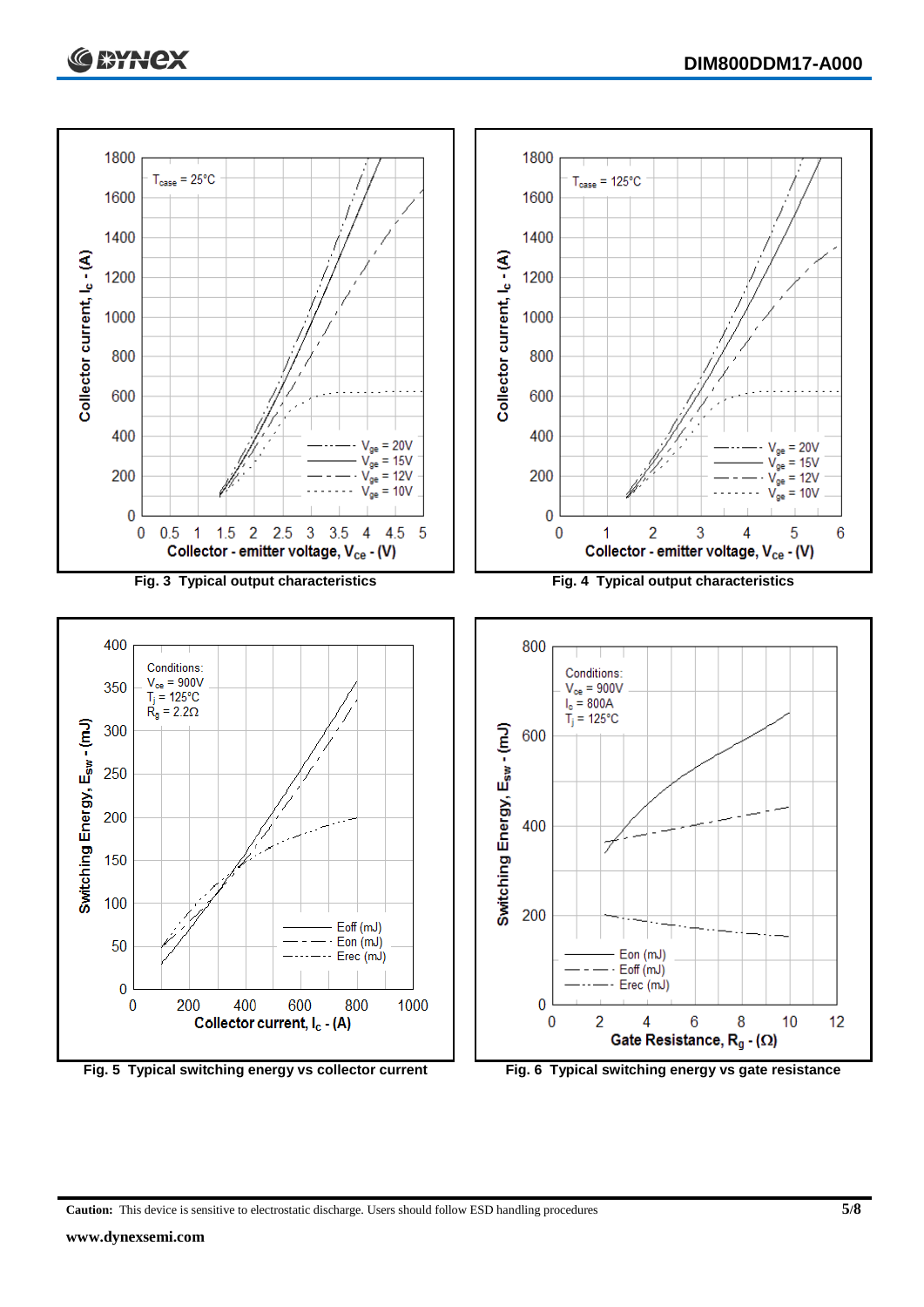Fig. 3 Typical output characteristics

Fig. 4 Typical output characteristics

Fig. 5 Typical switching energy vs collector current

Fig. 6 Typical switching energy vs gate resistance

**Caution:** This device is sensitive to electrostatic discharge. Users should follow ESD handling procedures

**www.dynexsemi.com**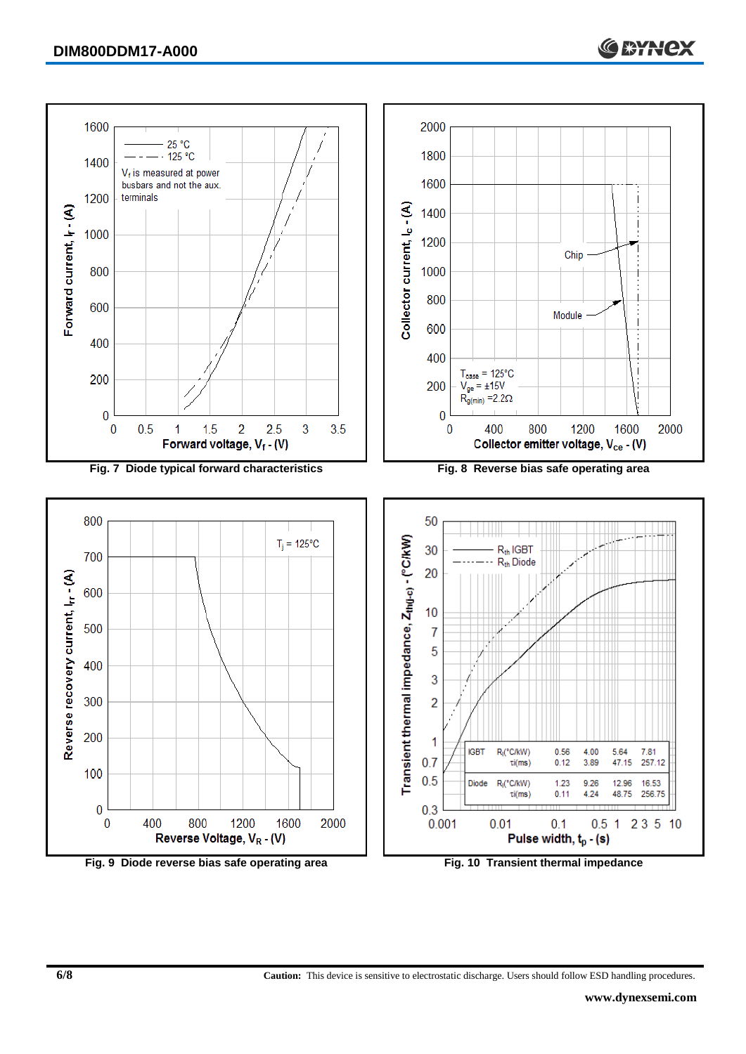Fig. 7 Diode typical forward characteristics

Fig. 8 Reverse bias safe operating area

Fig. 9 Diode reverse bias safe operating area

| | | | | | |
|---|---|---|---|---|---|
| IGBT | $R_i$(°C/kW) | 0.56 | 4.00 | 5.64 | 7.81 |
| | $\tau_i$(ms) | 0.12 | 3.89 | 47.15 | 257.12 |
| Diode | $R_i$(°C/kW) | 1.23 | 9.26 | 12.96 | 16.53 |
| | $\tau_i$(ms) | 0.11 | 4.24 | 48.75 | 256.75 |

Fig. 10 Transient thermal impedance

**Caution:** This device is sensitive to electrostatic discharge. Users should follow ESD handling procedures.

**www.dynexsemi.com**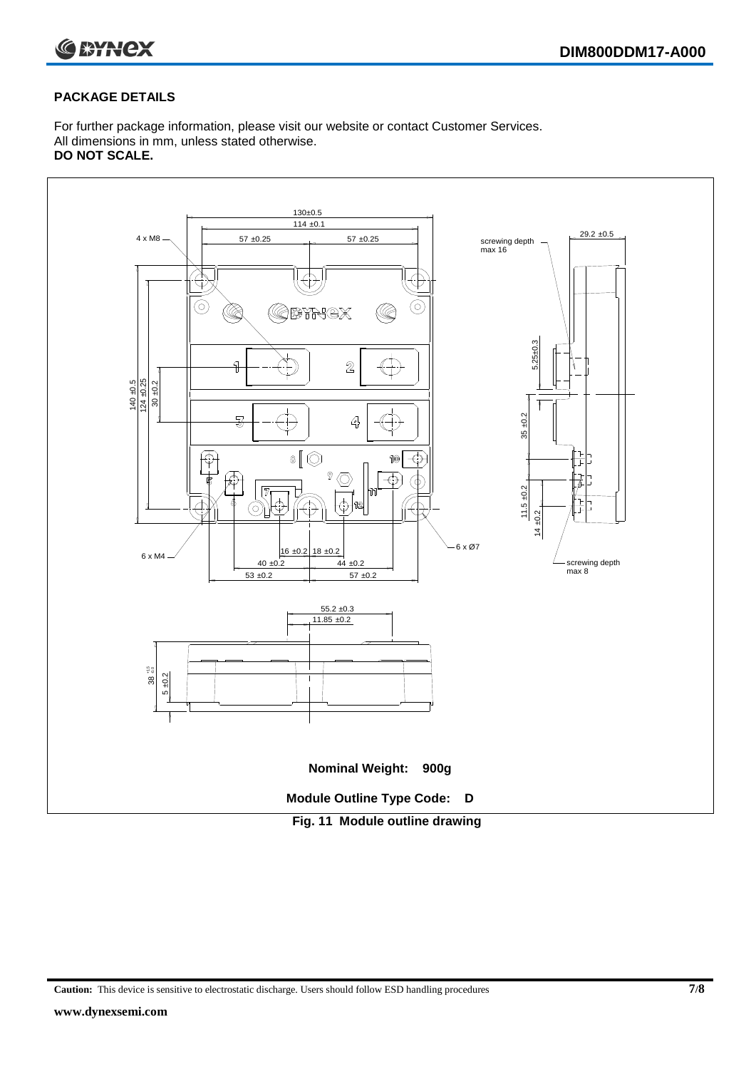## PACKAGE DETAILS

For further package information, please visit our website or contact Customer Services.
All dimensions in mm, unless stated otherwise.
**DO NOT SCALE.**

**Nominal Weight: 900g**

**Module Outline Type Code: D**

**Fig. 11 Module outline drawing**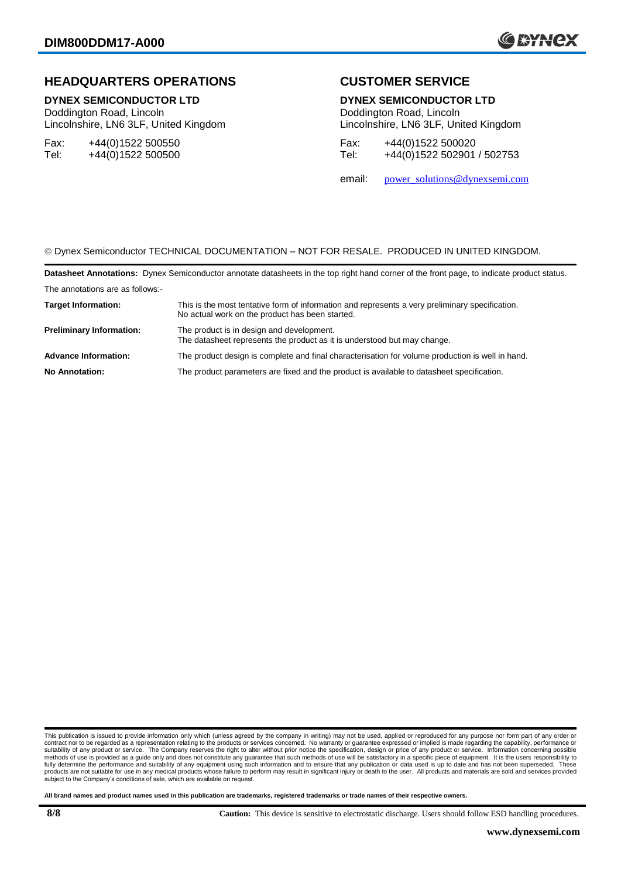## HEADQUARTERS OPERATIONS

**DYNEX SEMICONDUCTOR LTD**
Doddington Road, Lincoln
Lincolnshire, LN6 3LF, United Kingdom

Fax: +44(0)1522 500550
Tel: +44(0)1522 500500

## CUSTOMER SERVICE

**DYNEX SEMICONDUCTOR LTD**
Doddington Road, Lincoln
Lincolnshire, LN6 3LF, United Kingdom

Fax: +44(0)1522 500020
Tel: +44(0)1522 502901 / 502753

email: power_solutions@dynexsemi.com

© Dynex Semiconductor TECHNICAL DOCUMENTATION – NOT FOR RESALE. PRODUCED IN UNITED KINGDOM.

**Datasheet Annotations:** Dynex Semiconductor annotate datasheets in the top right hand corner of the front page, to indicate product status.

The annotations are as follows:-

| | |
|---|---|
| **Target Information:** | This is the most tentative form of information and represents a very preliminary specification. No actual work on the product has been started. |
| **Preliminary Information:** | The product is in design and development. The datasheet represents the product as it is understood but may change. |
| **Advance Information:** | The product design is complete and final characterisation for volume production is well in hand. |
| **No Annotation:** | The product parameters are fixed and the product is available to datasheet specification. |

This publication is issued to provide information only which (unless agreed by the company in writing) may not be used, applied or reproduced for any purpose nor form part of any order or contract nor to be regarded as a representation relating to the products or services concerned. No warranty or guarantee expressed or implied is made regarding the capability, performance or suitability of any product or service. The Company reserves the right to alter without prior notice the specification, design or price of any product or service. Information concerning possible methods of use is provided as a guide only and does not constitute any guarantee that such methods of use will be satisfactory in a specific piece of equipment. It is the users responsibility to fully determine the performance and suitability of any equipment using such information and to ensure that any publication or data used is up to date and has not been superseded. These products are not suitable for use in any medical products whose failure to perform may result in significant injury or death to the user. All products and materials are sold and services provided subject to the Company's conditions of sale, which are available on request.

**All brand names and product names used in this publication are trademarks, registered trademarks or trade names of their respective owners.**

**Caution:** This device is sensitive to electrostatic discharge. Users should follow ESD handling procedures.